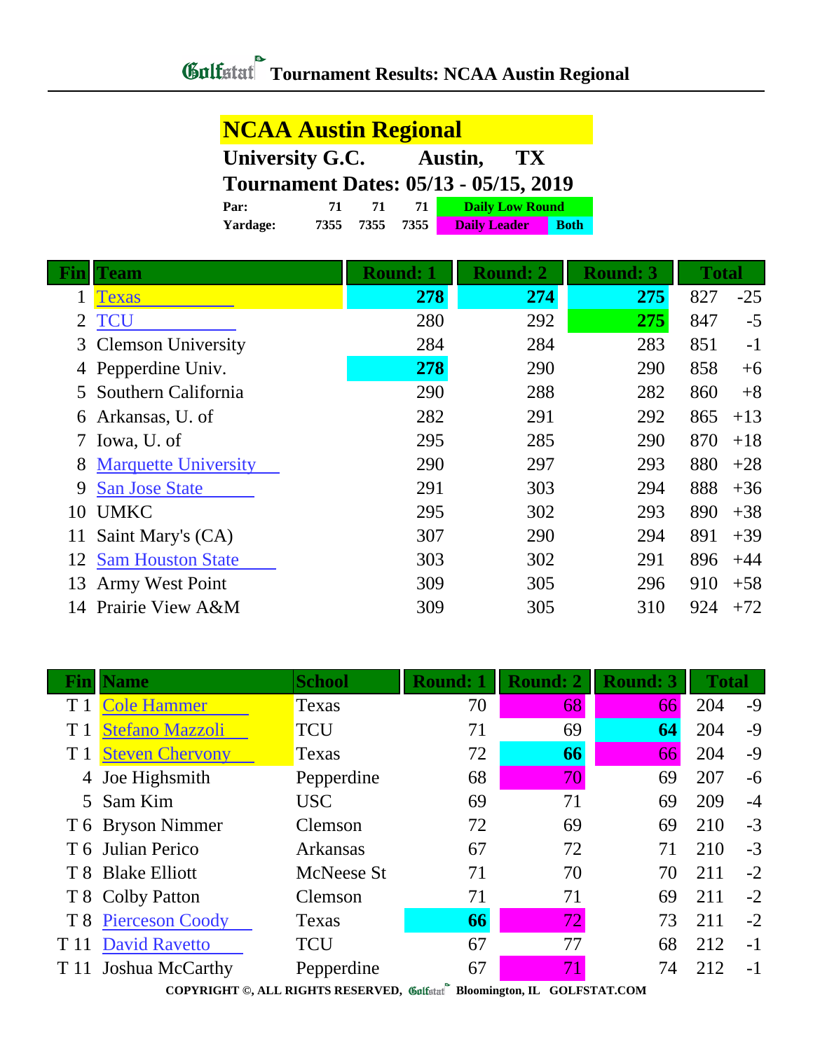# Golfstat Tournament Results: NCAA Austin Regional

## NCAA Austin Regional

**University G.C. Austin, TX**

**Tournament Dates: 05/13 - 05/15, 2019**

| | | | | |
|---|---|---|---|---|
| **Par:** | 71 | 71 | 71 | Daily Low Round |
| **Yardage:** | 7355 | 7355 | 7355 | Daily Leader / Both |

| Fin | Team | Round: 1 | Round: 2 | Round: 3 | Total | |
|---|---|---|---|---|---|---|
| 1 | Texas | **278** | **274** | **275** | 827 | -25 |
| 2 | TCU | 280 | 292 | **275** | 847 | -5 |
| 3 | Clemson University | 284 | 284 | 283 | 851 | -1 |
| 4 | Pepperdine Univ. | **278** | 290 | 290 | 858 | +6 |
| 5 | Southern California | 290 | 288 | 282 | 860 | +8 |
| 6 | Arkansas, U. of | 282 | 291 | 292 | 865 | +13 |
| 7 | Iowa, U. of | 295 | 285 | 290 | 870 | +18 |
| 8 | Marquette University | 290 | 297 | 293 | 880 | +28 |
| 9 | San Jose State | 291 | 303 | 294 | 888 | +36 |
| 10 | UMKC | 295 | 302 | 293 | 890 | +38 |
| 11 | Saint Mary's (CA) | 307 | 290 | 294 | 891 | +39 |
| 12 | Sam Houston State | 303 | 302 | 291 | 896 | +44 |
| 13 | Army West Point | 309 | 305 | 296 | 910 | +58 |
| 14 | Prairie View A&M | 309 | 305 | 310 | 924 | +72 |

| Fin | Name | School | Round: 1 | Round: 2 | Round: 3 | Total | |
|---|---|---|---|---|---|---|---|
| T 1 | Cole Hammer | Texas | 70 | 68 | 66 | 204 | -9 |
| T 1 | Stefano Mazzoli | TCU | 71 | 69 | **64** | 204 | -9 |
| T 1 | Steven Chervony | Texas | 72 | **66** | 66 | 204 | -9 |
| 4 | Joe Highsmith | Pepperdine | 68 | 70 | 69 | 207 | -6 |
| 5 | Sam Kim | USC | 69 | 71 | 69 | 209 | -4 |
| T 6 | Bryson Nimmer | Clemson | 72 | 69 | 69 | 210 | -3 |
| T 6 | Julian Perico | Arkansas | 67 | 72 | 71 | 210 | -3 |
| T 8 | Blake Elliott | McNeese St | 71 | 70 | 70 | 211 | -2 |
| T 8 | Colby Patton | Clemson | 71 | 71 | 69 | 211 | -2 |
| T 8 | Pierceson Coody | Texas | **66** | 72 | 73 | 211 | -2 |
| T 11 | David Ravetto | TCU | 67 | 77 | 68 | 212 | -1 |
| T 11 | Joshua McCarthy | Pepperdine | 67 | 71 | 74 | 212 | -1 |

COPYRIGHT ©, ALL RIGHTS RESERVED, Golfstat Bloomington, IL GOLFSTAT.COM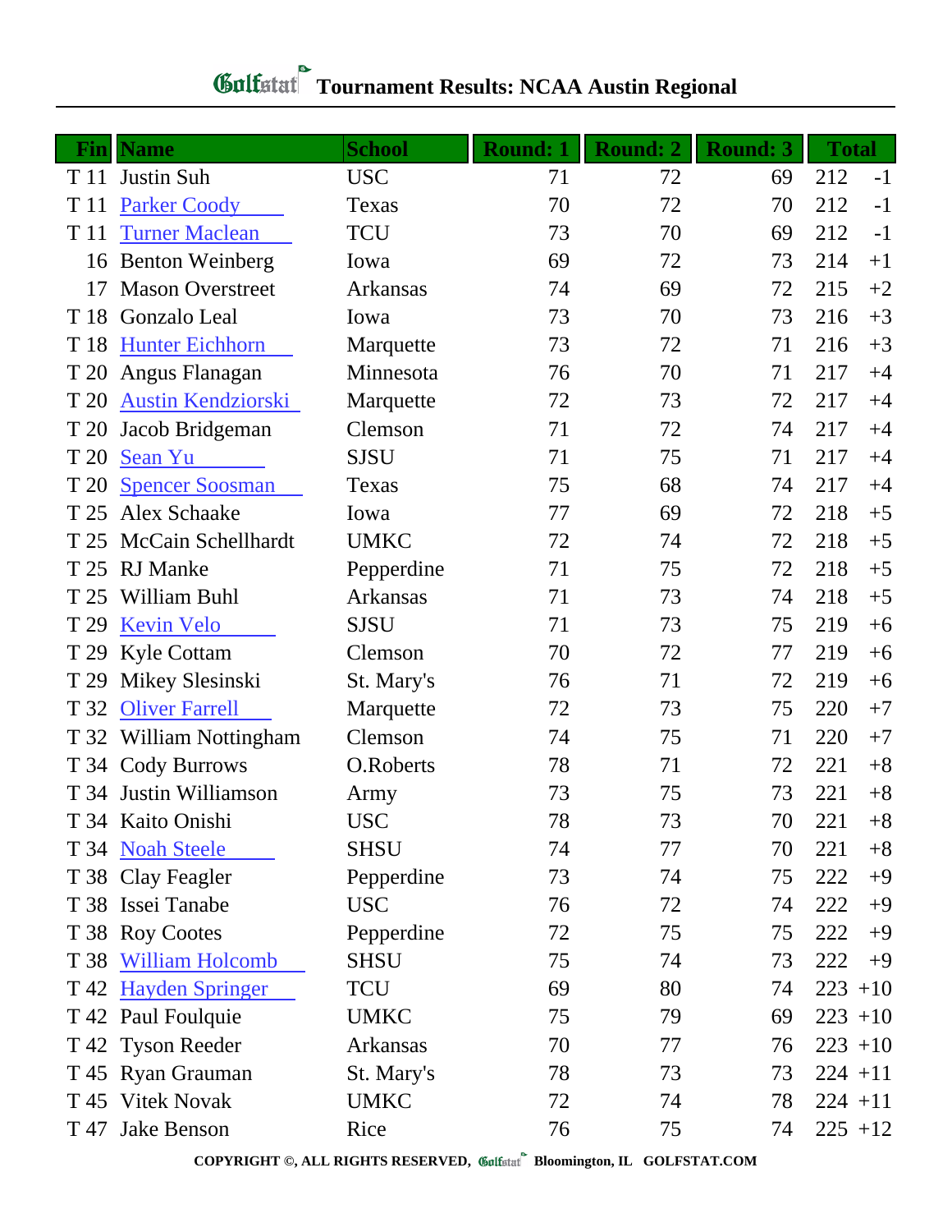# Golfstat Tournament Results: NCAA Austin Regional

| Fin | Name | School | Round: 1 | Round: 2 | Round: 3 | Total | |
|---|---|---|---|---|---|---|---|
| T 11 | Justin Suh | USC | 71 | 72 | 69 | 212 | -1 |
| T 11 | Parker Coody | Texas | 70 | 72 | 70 | 212 | -1 |
| T 11 | Turner Maclean | TCU | 73 | 70 | 69 | 212 | -1 |
| 16 | Benton Weinberg | Iowa | 69 | 72 | 73 | 214 | +1 |
| 17 | Mason Overstreet | Arkansas | 74 | 69 | 72 | 215 | +2 |
| T 18 | Gonzalo Leal | Iowa | 73 | 70 | 73 | 216 | +3 |
| T 18 | Hunter Eichhorn | Marquette | 73 | 72 | 71 | 216 | +3 |
| T 20 | Angus Flanagan | Minnesota | 76 | 70 | 71 | 217 | +4 |
| T 20 | Austin Kendziorski | Marquette | 72 | 73 | 72 | 217 | +4 |
| T 20 | Jacob Bridgeman | Clemson | 71 | 72 | 74 | 217 | +4 |
| T 20 | Sean Yu | SJSU | 71 | 75 | 71 | 217 | +4 |
| T 20 | Spencer Soosman | Texas | 75 | 68 | 74 | 217 | +4 |
| T 25 | Alex Schaake | Iowa | 77 | 69 | 72 | 218 | +5 |
| T 25 | McCain Schellhardt | UMKC | 72 | 74 | 72 | 218 | +5 |
| T 25 | RJ Manke | Pepperdine | 71 | 75 | 72 | 218 | +5 |
| T 25 | William Buhl | Arkansas | 71 | 73 | 74 | 218 | +5 |
| T 29 | Kevin Velo | SJSU | 71 | 73 | 75 | 219 | +6 |
| T 29 | Kyle Cottam | Clemson | 70 | 72 | 77 | 219 | +6 |
| T 29 | Mikey Slesinski | St. Mary's | 76 | 71 | 72 | 219 | +6 |
| T 32 | Oliver Farrell | Marquette | 72 | 73 | 75 | 220 | +7 |
| T 32 | William Nottingham | Clemson | 74 | 75 | 71 | 220 | +7 |
| T 34 | Cody Burrows | O.Roberts | 78 | 71 | 72 | 221 | +8 |
| T 34 | Justin Williamson | Army | 73 | 75 | 73 | 221 | +8 |
| T 34 | Kaito Onishi | USC | 78 | 73 | 70 | 221 | +8 |
| T 34 | Noah Steele | SHSU | 74 | 77 | 70 | 221 | +8 |
| T 38 | Clay Feagler | Pepperdine | 73 | 74 | 75 | 222 | +9 |
| T 38 | Issei Tanabe | USC | 76 | 72 | 74 | 222 | +9 |
| T 38 | Roy Cootes | Pepperdine | 72 | 75 | 75 | 222 | +9 |
| T 38 | William Holcomb | SHSU | 75 | 74 | 73 | 222 | +9 |
| T 42 | Hayden Springer | TCU | 69 | 80 | 74 | 223 | +10 |
| T 42 | Paul Foulquie | UMKC | 75 | 79 | 69 | 223 | +10 |
| T 42 | Tyson Reeder | Arkansas | 70 | 77 | 76 | 223 | +10 |
| T 45 | Ryan Grauman | St. Mary's | 78 | 73 | 73 | 224 | +11 |
| T 45 | Vitek Novak | UMKC | 72 | 74 | 78 | 224 | +11 |
| T 47 | Jake Benson | Rice | 76 | 75 | 74 | 225 | +12 |

COPYRIGHT ©, ALL RIGHTS RESERVED, Golfstat Bloomington, IL GOLFSTAT.COM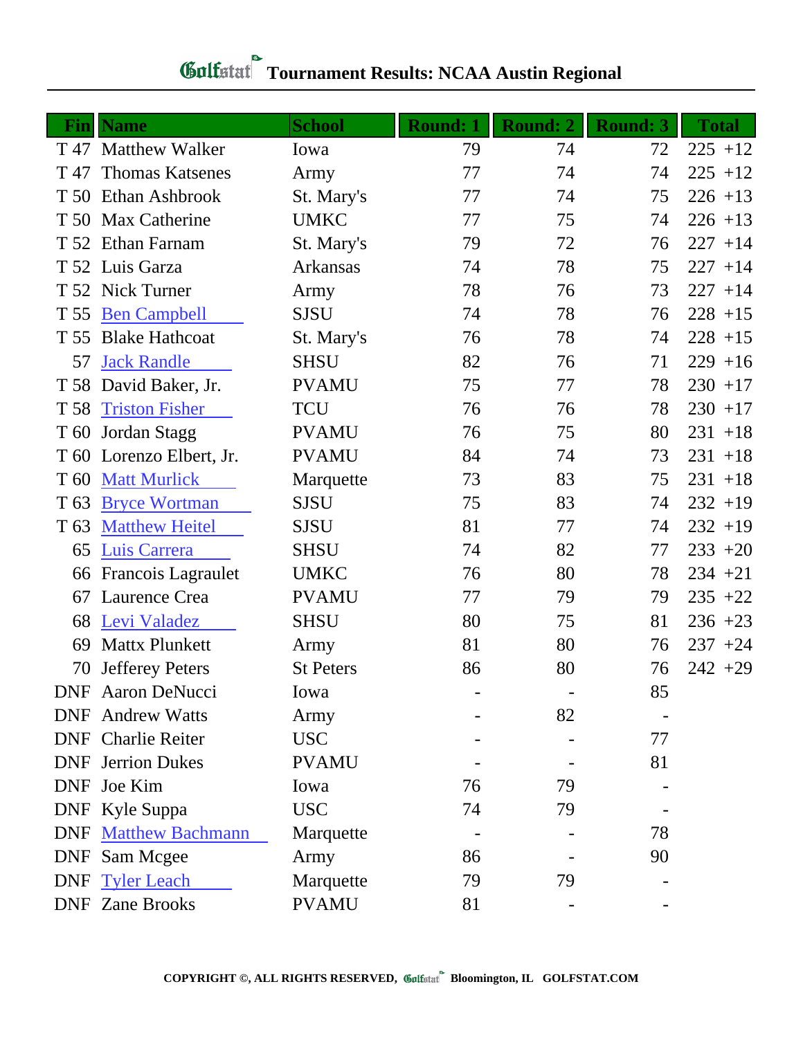# Golfstat Tournament Results: NCAA Austin Regional

| Fin | Name | School | Round: 1 | Round: 2 | Round: 3 | Total |
|---|---|---|---|---|---|---|
| T 47 | Matthew Walker | Iowa | 79 | 74 | 72 | 225 +12 |
| T 47 | Thomas Katsenes | Army | 77 | 74 | 74 | 225 +12 |
| T 50 | Ethan Ashbrook | St. Mary's | 77 | 74 | 75 | 226 +13 |
| T 50 | Max Catherine | UMKC | 77 | 75 | 74 | 226 +13 |
| T 52 | Ethan Farnam | St. Mary's | 79 | 72 | 76 | 227 +14 |
| T 52 | Luis Garza | Arkansas | 74 | 78 | 75 | 227 +14 |
| T 52 | Nick Turner | Army | 78 | 76 | 73 | 227 +14 |
| T 55 | Ben Campbell | SJSU | 74 | 78 | 76 | 228 +15 |
| T 55 | Blake Hathcoat | St. Mary's | 76 | 78 | 74 | 228 +15 |
| 57 | Jack Randle | SHSU | 82 | 76 | 71 | 229 +16 |
| T 58 | David Baker, Jr. | PVAMU | 75 | 77 | 78 | 230 +17 |
| T 58 | Triston Fisher | TCU | 76 | 76 | 78 | 230 +17 |
| T 60 | Jordan Stagg | PVAMU | 76 | 75 | 80 | 231 +18 |
| T 60 | Lorenzo Elbert, Jr. | PVAMU | 84 | 74 | 73 | 231 +18 |
| T 60 | Matt Murlick | Marquette | 73 | 83 | 75 | 231 +18 |
| T 63 | Bryce Wortman | SJSU | 75 | 83 | 74 | 232 +19 |
| T 63 | Matthew Heitel | SJSU | 81 | 77 | 74 | 232 +19 |
| 65 | Luis Carrera | SHSU | 74 | 82 | 77 | 233 +20 |
| 66 | Francois Lagraulet | UMKC | 76 | 80 | 78 | 234 +21 |
| 67 | Laurence Crea | PVAMU | 77 | 79 | 79 | 235 +22 |
| 68 | Levi Valadez | SHSU | 80 | 75 | 81 | 236 +23 |
| 69 | Mattx Plunkett | Army | 81 | 80 | 76 | 237 +24 |
| 70 | Jefferey Peters | St Peters | 86 | 80 | 76 | 242 +29 |
| DNF | Aaron DeNucci | Iowa | - | - | 85 | |
| DNF | Andrew Watts | Army | - | 82 | - | |
| DNF | Charlie Reiter | USC | - | - | 77 | |
| DNF | Jerrion Dukes | PVAMU | - | - | 81 | |
| DNF | Joe Kim | Iowa | 76 | 79 | - | |
| DNF | Kyle Suppa | USC | 74 | 79 | - | |
| DNF | Matthew Bachmann | Marquette | - | - | 78 | |
| DNF | Sam Mcgee | Army | 86 | - | 90 | |
| DNF | Tyler Leach | Marquette | 79 | 79 | - | |
| DNF | Zane Brooks | PVAMU | 81 | - | - | |

COPYRIGHT ©, ALL RIGHTS RESERVED, Golfstat Bloomington, IL GOLFSTAT.COM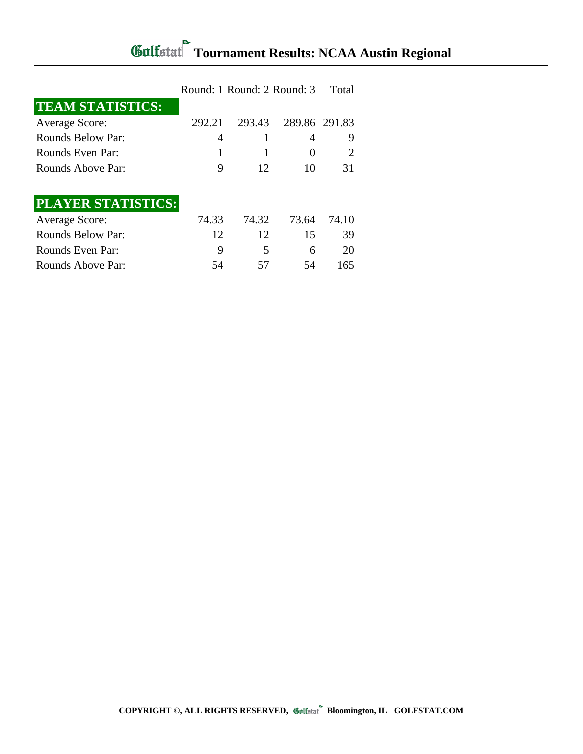# Golfstat Tournament Results: NCAA Austin Regional

| | Round: 1 | Round: 2 | Round: 3 | Total |
|---|---|---|---|---|
| **TEAM STATISTICS:** | | | | |
| Average Score: | 292.21 | 293.43 | 289.86 | 291.83 |
| Rounds Below Par: | 4 | 1 | 4 | 9 |
| Rounds Even Par: | 1 | 1 | 0 | 2 |
| Rounds Above Par: | 9 | 12 | 10 | 31 |
| **PLAYER STATISTICS:** | | | | |
| Average Score: | 74.33 | 74.32 | 73.64 | 74.10 |
| Rounds Below Par: | 12 | 12 | 15 | 39 |
| Rounds Even Par: | 9 | 5 | 6 | 20 |
| Rounds Above Par: | 54 | 57 | 54 | 165 |

**COPYRIGHT ©, ALL RIGHTS RESERVED, Golfstat Bloomington, IL GOLFSTAT.COM**